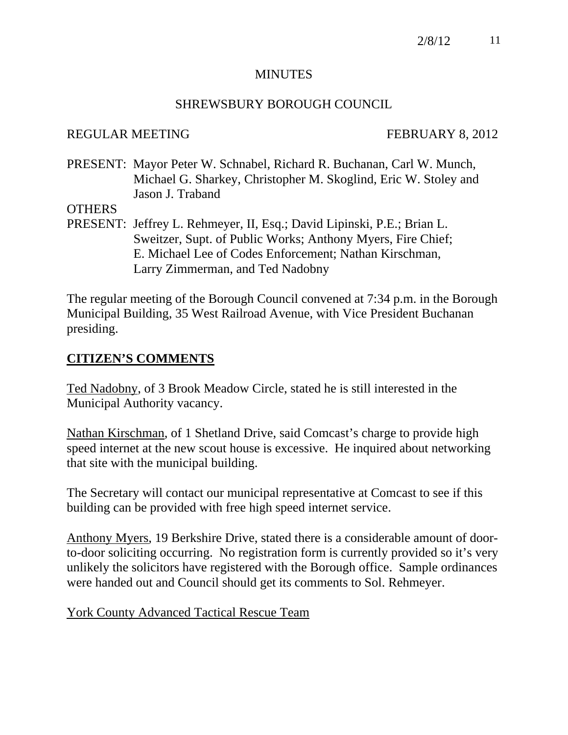# MINUTES

## SHREWSBURY BOROUGH COUNCIL

REGULAR MEETING FEBRUARY 8, 2012

PRESENT: Mayor Peter W. Schnabel, Richard R. Buchanan, Carl W. Munch, Michael G. Sharkey, Christopher M. Skoglind, Eric W. Stoley and Jason J. Traband

OTHERS
PRESENT: Jeffrey L. Rehmeyer, II, Esq.; David Lipinski, P.E.; Brian L. Sweitzer, Supt. of Public Works; Anthony Myers, Fire Chief; E. Michael Lee of Codes Enforcement; Nathan Kirschman, Larry Zimmerman, and Ted Nadobny

The regular meeting of the Borough Council convened at 7:34 p.m. in the Borough Municipal Building, 35 West Railroad Avenue, with Vice President Buchanan presiding.

## CITIZEN'S COMMENTS

Ted Nadobny, of 3 Brook Meadow Circle, stated he is still interested in the Municipal Authority vacancy.

Nathan Kirschman, of 1 Shetland Drive, said Comcast's charge to provide high speed internet at the new scout house is excessive. He inquired about networking that site with the municipal building.

The Secretary will contact our municipal representative at Comcast to see if this building can be provided with free high speed internet service.

Anthony Myers, 19 Berkshire Drive, stated there is a considerable amount of door-to-door soliciting occurring. No registration form is currently provided so it's very unlikely the solicitors have registered with the Borough office. Sample ordinances were handed out and Council should get its comments to Sol. Rehmeyer.

York County Advanced Tactical Rescue Team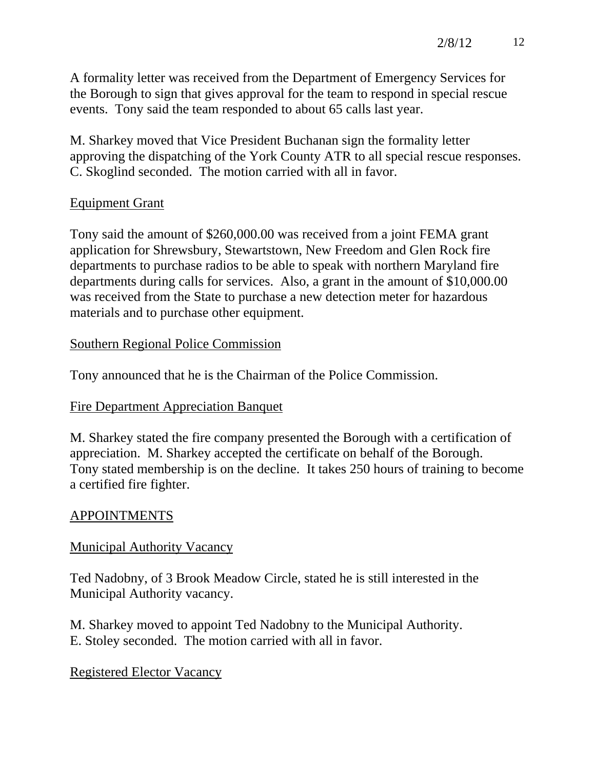A formality letter was received from the Department of Emergency Services for the Borough to sign that gives approval for the team to respond in special rescue events. Tony said the team responded to about 65 calls last year.

M. Sharkey moved that Vice President Buchanan sign the formality letter approving the dispatching of the York County ATR to all special rescue responses. C. Skoglind seconded. The motion carried with all in favor.

Equipment Grant

Tony said the amount of $260,000.00 was received from a joint FEMA grant application for Shrewsbury, Stewartstown, New Freedom and Glen Rock fire departments to purchase radios to be able to speak with northern Maryland fire departments during calls for services. Also, a grant in the amount of $10,000.00 was received from the State to purchase a new detection meter for hazardous materials and to purchase other equipment.

Southern Regional Police Commission

Tony announced that he is the Chairman of the Police Commission.

Fire Department Appreciation Banquet

M. Sharkey stated the fire company presented the Borough with a certification of appreciation. M. Sharkey accepted the certificate on behalf of the Borough. Tony stated membership is on the decline. It takes 250 hours of training to become a certified fire fighter.

## APPOINTMENTS

Municipal Authority Vacancy

Ted Nadobny, of 3 Brook Meadow Circle, stated he is still interested in the Municipal Authority vacancy.

M. Sharkey moved to appoint Ted Nadobny to the Municipal Authority.
E. Stoley seconded. The motion carried with all in favor.

Registered Elector Vacancy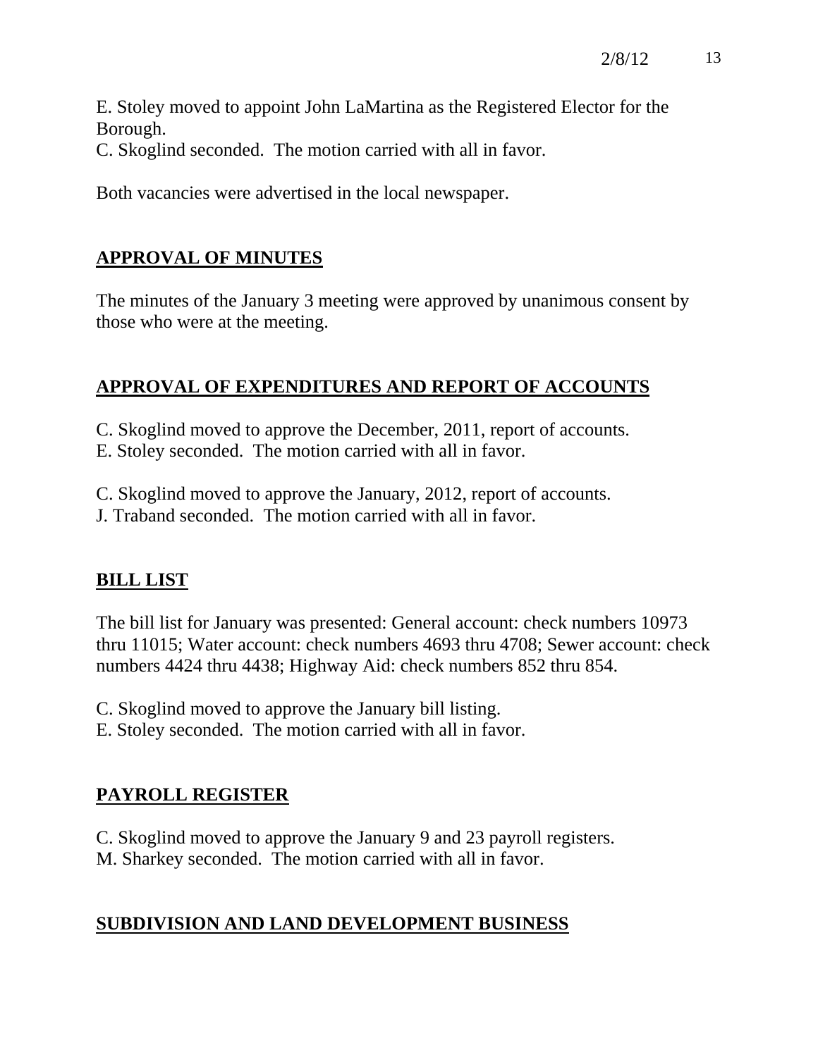E. Stoley moved to appoint John LaMartina as the Registered Elector for the Borough.
C. Skoglind seconded. The motion carried with all in favor.

Both vacancies were advertised in the local newspaper.

## APPROVAL OF MINUTES

The minutes of the January 3 meeting were approved by unanimous consent by those who were at the meeting.

## APPROVAL OF EXPENDITURES AND REPORT OF ACCOUNTS

C. Skoglind moved to approve the December, 2011, report of accounts.
E. Stoley seconded. The motion carried with all in favor.

C. Skoglind moved to approve the January, 2012, report of accounts.
J. Traband seconded. The motion carried with all in favor.

## BILL LIST

The bill list for January was presented: General account: check numbers 10973 thru 11015; Water account: check numbers 4693 thru 4708; Sewer account: check numbers 4424 thru 4438; Highway Aid: check numbers 852 thru 854.

C. Skoglind moved to approve the January bill listing.
E. Stoley seconded. The motion carried with all in favor.

## PAYROLL REGISTER

C. Skoglind moved to approve the January 9 and 23 payroll registers.
M. Sharkey seconded. The motion carried with all in favor.

## SUBDIVISION AND LAND DEVELOPMENT BUSINESS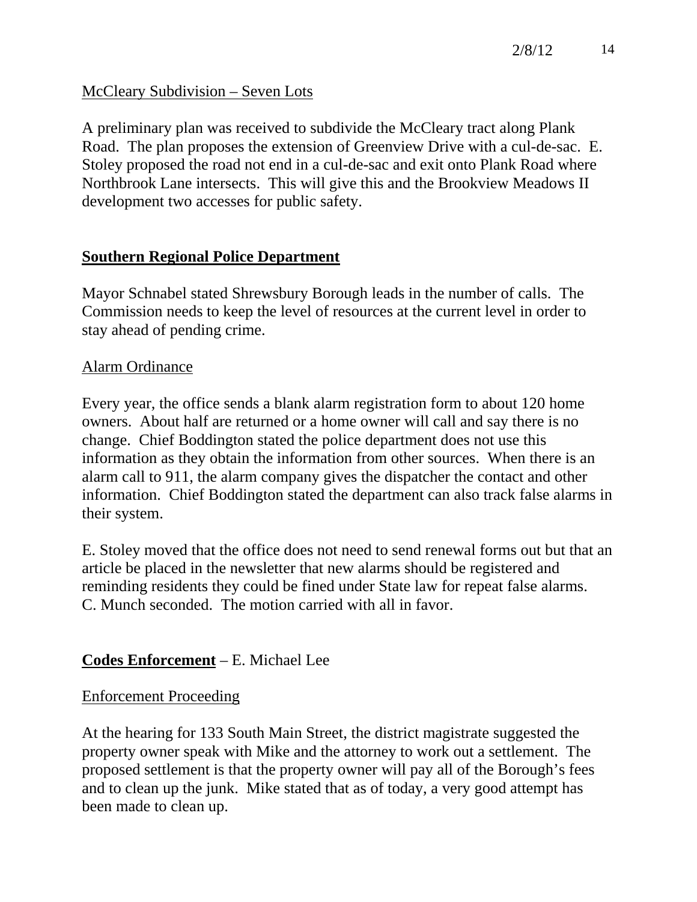McCleary Subdivision – Seven Lots

A preliminary plan was received to subdivide the McCleary tract along Plank Road. The plan proposes the extension of Greenview Drive with a cul-de-sac. E. Stoley proposed the road not end in a cul-de-sac and exit onto Plank Road where Northbrook Lane intersects. This will give this and the Brookview Meadows II development two accesses for public safety.

## **Southern Regional Police Department**

Mayor Schnabel stated Shrewsbury Borough leads in the number of calls. The Commission needs to keep the level of resources at the current level in order to stay ahead of pending crime.

Alarm Ordinance

Every year, the office sends a blank alarm registration form to about 120 home owners. About half are returned or a home owner will call and say there is no change. Chief Boddington stated the police department does not use this information as they obtain the information from other sources. When there is an alarm call to 911, the alarm company gives the dispatcher the contact and other information. Chief Boddington stated the department can also track false alarms in their system.

E. Stoley moved that the office does not need to send renewal forms out but that an article be placed in the newsletter that new alarms should be registered and reminding residents they could be fined under State law for repeat false alarms. C. Munch seconded. The motion carried with all in favor.

## **Codes Enforcement** – E. Michael Lee

Enforcement Proceeding

At the hearing for 133 South Main Street, the district magistrate suggested the property owner speak with Mike and the attorney to work out a settlement. The proposed settlement is that the property owner will pay all of the Borough's fees and to clean up the junk. Mike stated that as of today, a very good attempt has been made to clean up.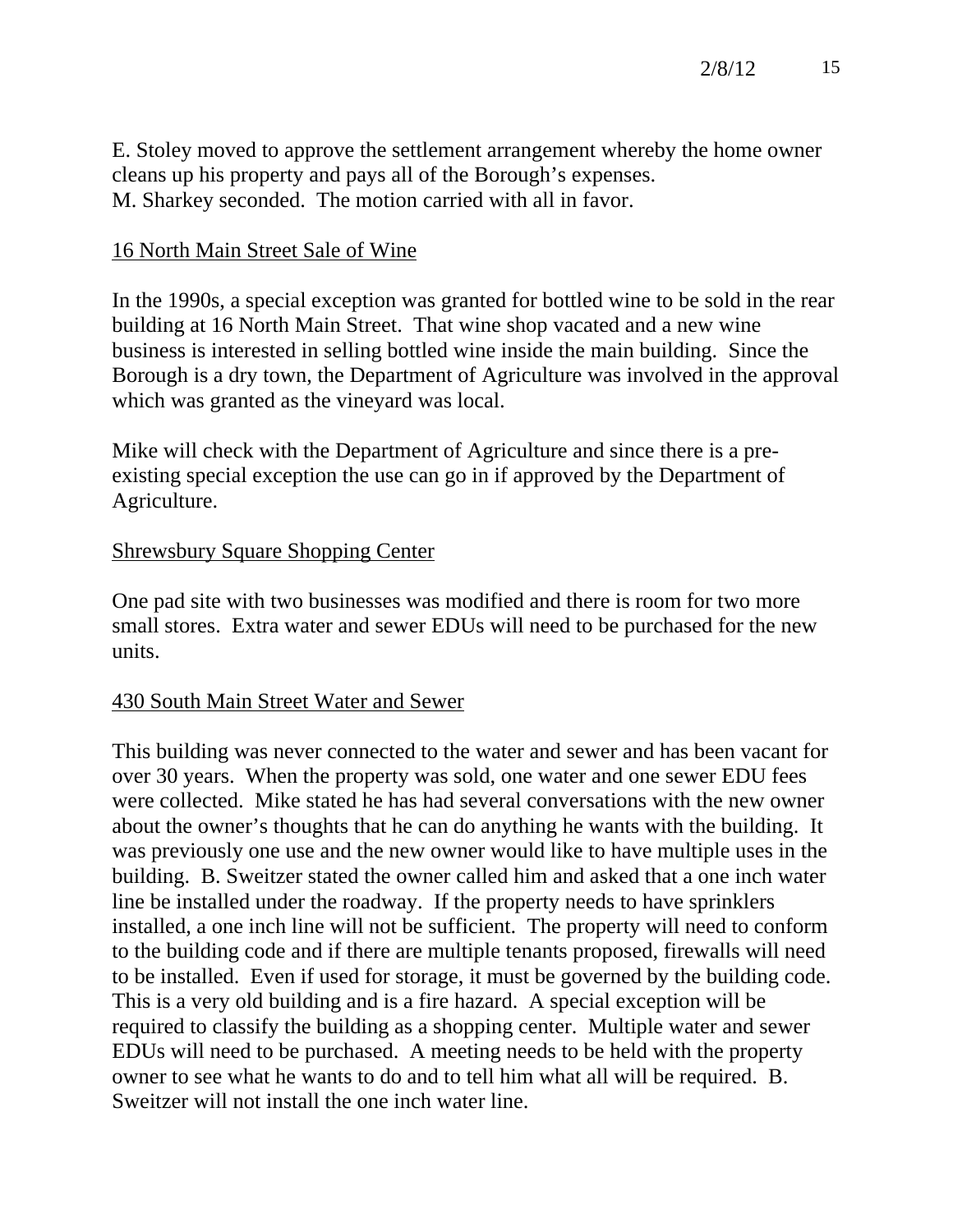E. Stoley moved to approve the settlement arrangement whereby the home owner cleans up his property and pays all of the Borough's expenses.
M. Sharkey seconded. The motion carried with all in favor.

<u>16 North Main Street Sale of Wine</u>

In the 1990s, a special exception was granted for bottled wine to be sold in the rear building at 16 North Main Street. That wine shop vacated and a new wine business is interested in selling bottled wine inside the main building. Since the Borough is a dry town, the Department of Agriculture was involved in the approval which was granted as the vineyard was local.

Mike will check with the Department of Agriculture and since there is a pre-existing special exception the use can go in if approved by the Department of Agriculture.

<u>Shrewsbury Square Shopping Center</u>

One pad site with two businesses was modified and there is room for two more small stores. Extra water and sewer EDUs will need to be purchased for the new units.

<u>430 South Main Street Water and Sewer</u>

This building was never connected to the water and sewer and has been vacant for over 30 years. When the property was sold, one water and one sewer EDU fees were collected. Mike stated he has had several conversations with the new owner about the owner's thoughts that he can do anything he wants with the building. It was previously one use and the new owner would like to have multiple uses in the building. B. Sweitzer stated the owner called him and asked that a one inch water line be installed under the roadway. If the property needs to have sprinklers installed, a one inch line will not be sufficient. The property will need to conform to the building code and if there are multiple tenants proposed, firewalls will need to be installed. Even if used for storage, it must be governed by the building code. This is a very old building and is a fire hazard. A special exception will be required to classify the building as a shopping center. Multiple water and sewer EDUs will need to be purchased. A meeting needs to be held with the property owner to see what he wants to do and to tell him what all will be required. B. Sweitzer will not install the one inch water line.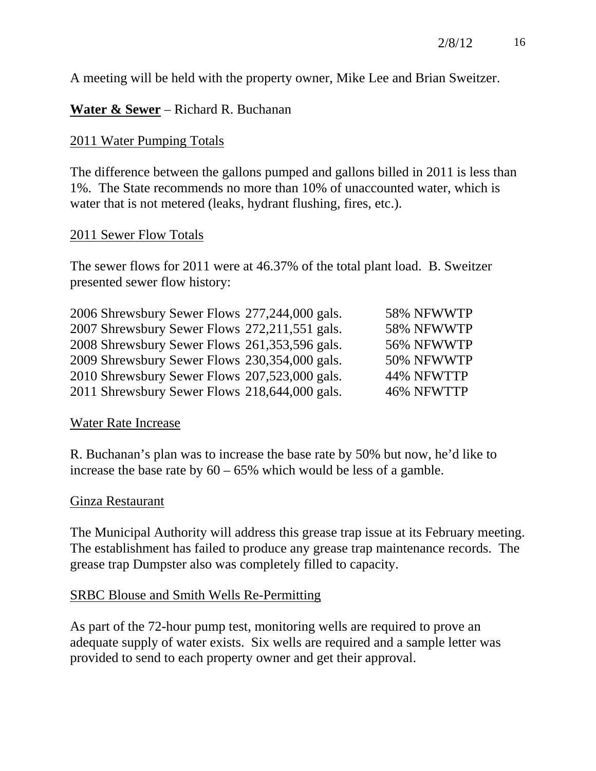A meeting will be held with the property owner, Mike Lee and Brian Sweitzer.

**Water & Sewer** – Richard R. Buchanan

2011 Water Pumping Totals

The difference between the gallons pumped and gallons billed in 2011 is less than 1%. The State recommends no more than 10% of unaccounted water, which is water that is not metered (leaks, hydrant flushing, fires, etc.).

2011 Sewer Flow Totals

The sewer flows for 2011 were at 46.37% of the total plant load. B. Sweitzer presented sewer flow history:

2006 Shrewsbury Sewer Flows 277,244,000 gals. 58% NFWWTP
2007 Shrewsbury Sewer Flows 272,211,551 gals. 58% NFWWTP
2008 Shrewsbury Sewer Flows 261,353,596 gals. 56% NFWWTP
2009 Shrewsbury Sewer Flows 230,354,000 gals. 50% NFWWTP
2010 Shrewsbury Sewer Flows 207,523,000 gals. 44% NFWTTP
2011 Shrewsbury Sewer Flows 218,644,000 gals. 46% NFWTTP

Water Rate Increase

R. Buchanan's plan was to increase the base rate by 50% but now, he'd like to increase the base rate by 60 – 65% which would be less of a gamble.

Ginza Restaurant

The Municipal Authority will address this grease trap issue at its February meeting. The establishment has failed to produce any grease trap maintenance records. The grease trap Dumpster also was completely filled to capacity.

SRBC Blouse and Smith Wells Re-Permitting

As part of the 72-hour pump test, monitoring wells are required to prove an adequate supply of water exists. Six wells are required and a sample letter was provided to send to each property owner and get their approval.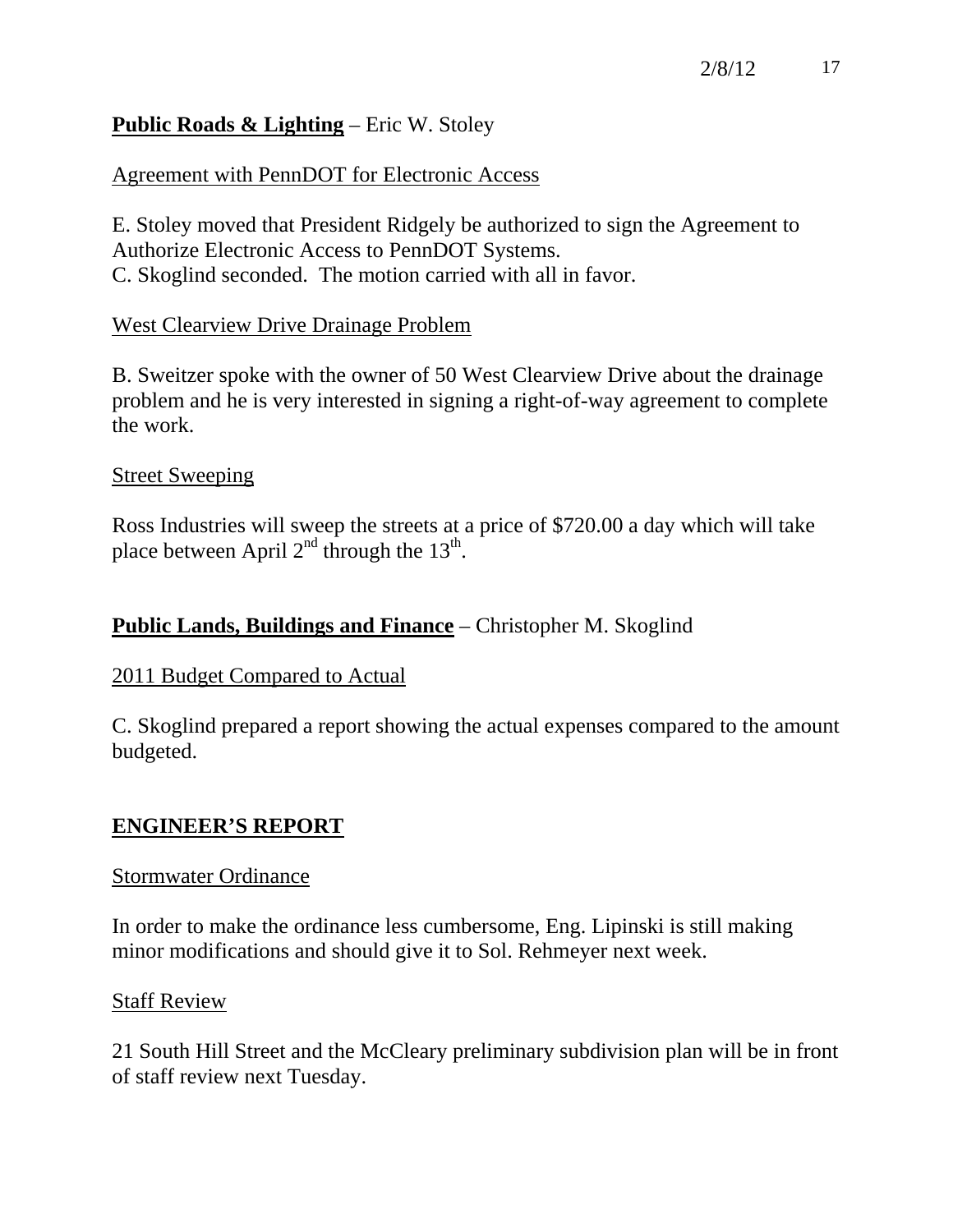**Public Roads & Lighting** – Eric W. Stoley

Agreement with PennDOT for Electronic Access

E. Stoley moved that President Ridgely be authorized to sign the Agreement to Authorize Electronic Access to PennDOT Systems.
C. Skoglind seconded. The motion carried with all in favor.

West Clearview Drive Drainage Problem

B. Sweitzer spoke with the owner of 50 West Clearview Drive about the drainage problem and he is very interested in signing a right-of-way agreement to complete the work.

Street Sweeping

Ross Industries will sweep the streets at a price of $720.00 a day which will take place between April 2nd through the 13th.

**Public Lands, Buildings and Finance** – Christopher M. Skoglind

2011 Budget Compared to Actual

C. Skoglind prepared a report showing the actual expenses compared to the amount budgeted.

**ENGINEER'S REPORT**

Stormwater Ordinance

In order to make the ordinance less cumbersome, Eng. Lipinski is still making minor modifications and should give it to Sol. Rehmeyer next week.

Staff Review

21 South Hill Street and the McCleary preliminary subdivision plan will be in front of staff review next Tuesday.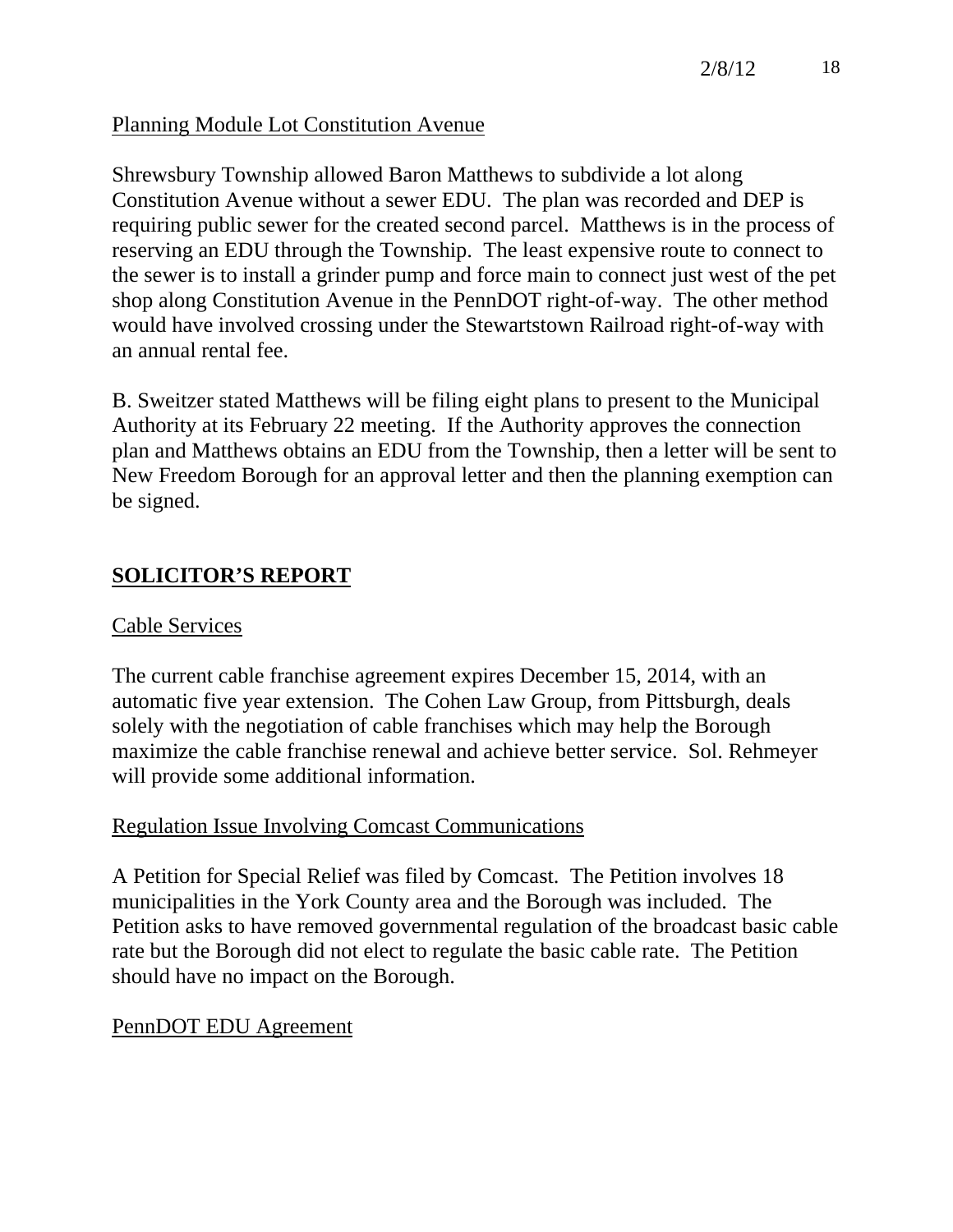Planning Module Lot Constitution Avenue

Shrewsbury Township allowed Baron Matthews to subdivide a lot along Constitution Avenue without a sewer EDU. The plan was recorded and DEP is requiring public sewer for the created second parcel. Matthews is in the process of reserving an EDU through the Township. The least expensive route to connect to the sewer is to install a grinder pump and force main to connect just west of the pet shop along Constitution Avenue in the PennDOT right-of-way. The other method would have involved crossing under the Stewartstown Railroad right-of-way with an annual rental fee.

B. Sweitzer stated Matthews will be filing eight plans to present to the Municipal Authority at its February 22 meeting. If the Authority approves the connection plan and Matthews obtains an EDU from the Township, then a letter will be sent to New Freedom Borough for an approval letter and then the planning exemption can be signed.

## SOLICITOR'S REPORT

Cable Services

The current cable franchise agreement expires December 15, 2014, with an automatic five year extension. The Cohen Law Group, from Pittsburgh, deals solely with the negotiation of cable franchises which may help the Borough maximize the cable franchise renewal and achieve better service. Sol. Rehmeyer will provide some additional information.

Regulation Issue Involving Comcast Communications

A Petition for Special Relief was filed by Comcast. The Petition involves 18 municipalities in the York County area and the Borough was included. The Petition asks to have removed governmental regulation of the broadcast basic cable rate but the Borough did not elect to regulate the basic cable rate. The Petition should have no impact on the Borough.

PennDOT EDU Agreement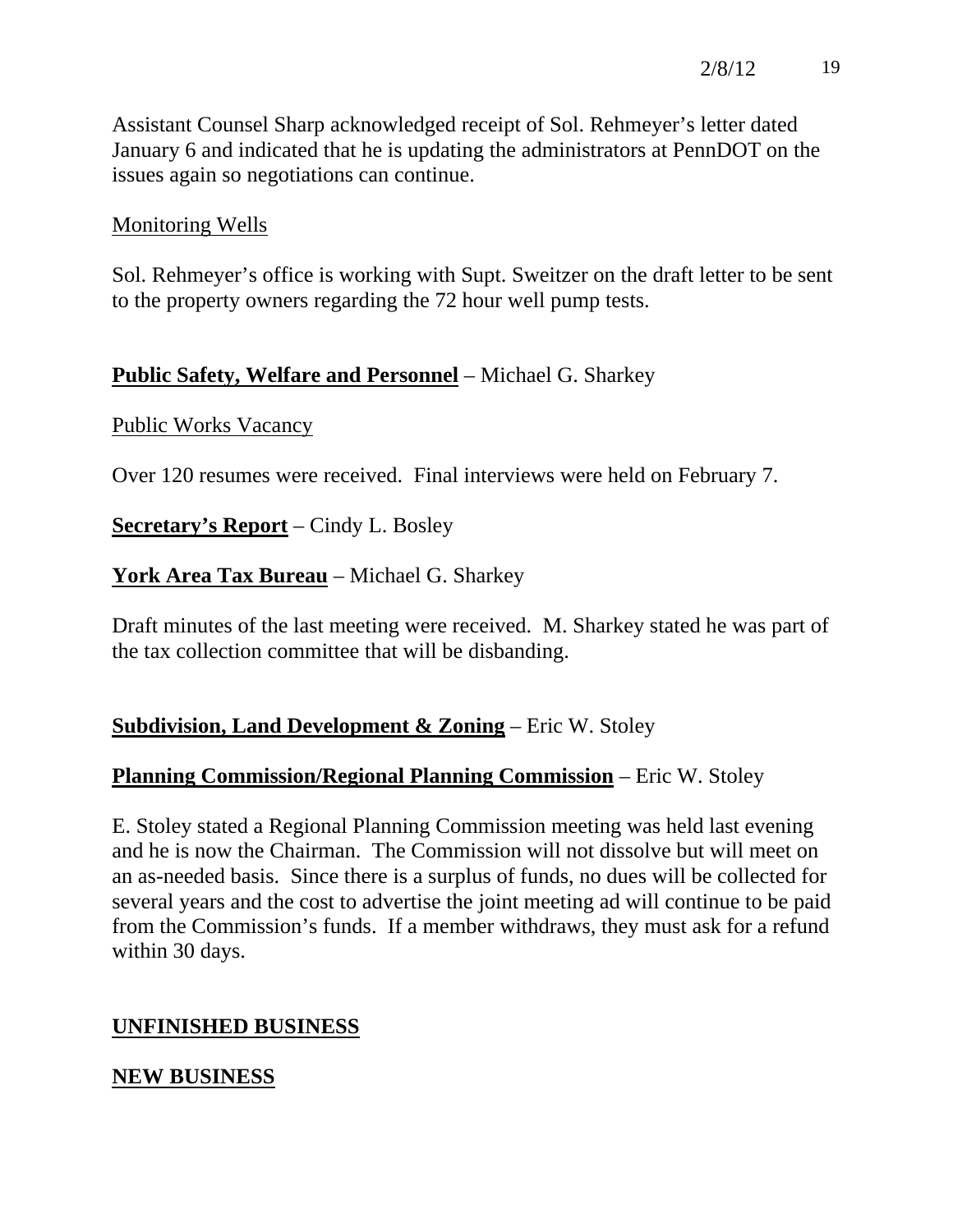Assistant Counsel Sharp acknowledged receipt of Sol. Rehmeyer's letter dated January 6 and indicated that he is updating the administrators at PennDOT on the issues again so negotiations can continue.

Monitoring Wells

Sol. Rehmeyer's office is working with Supt. Sweitzer on the draft letter to be sent to the property owners regarding the 72 hour well pump tests.

**Public Safety, Welfare and Personnel** – Michael G. Sharkey

Public Works Vacancy

Over 120 resumes were received. Final interviews were held on February 7.

**Secretary's Report** – Cindy L. Bosley

**York Area Tax Bureau** – Michael G. Sharkey

Draft minutes of the last meeting were received. M. Sharkey stated he was part of the tax collection committee that will be disbanding.

**Subdivision, Land Development & Zoning** – Eric W. Stoley

**Planning Commission/Regional Planning Commission** – Eric W. Stoley

E. Stoley stated a Regional Planning Commission meeting was held last evening and he is now the Chairman. The Commission will not dissolve but will meet on an as-needed basis. Since there is a surplus of funds, no dues will be collected for several years and the cost to advertise the joint meeting ad will continue to be paid from the Commission's funds. If a member withdraws, they must ask for a refund within 30 days.

**UNFINISHED BUSINESS**

**NEW BUSINESS**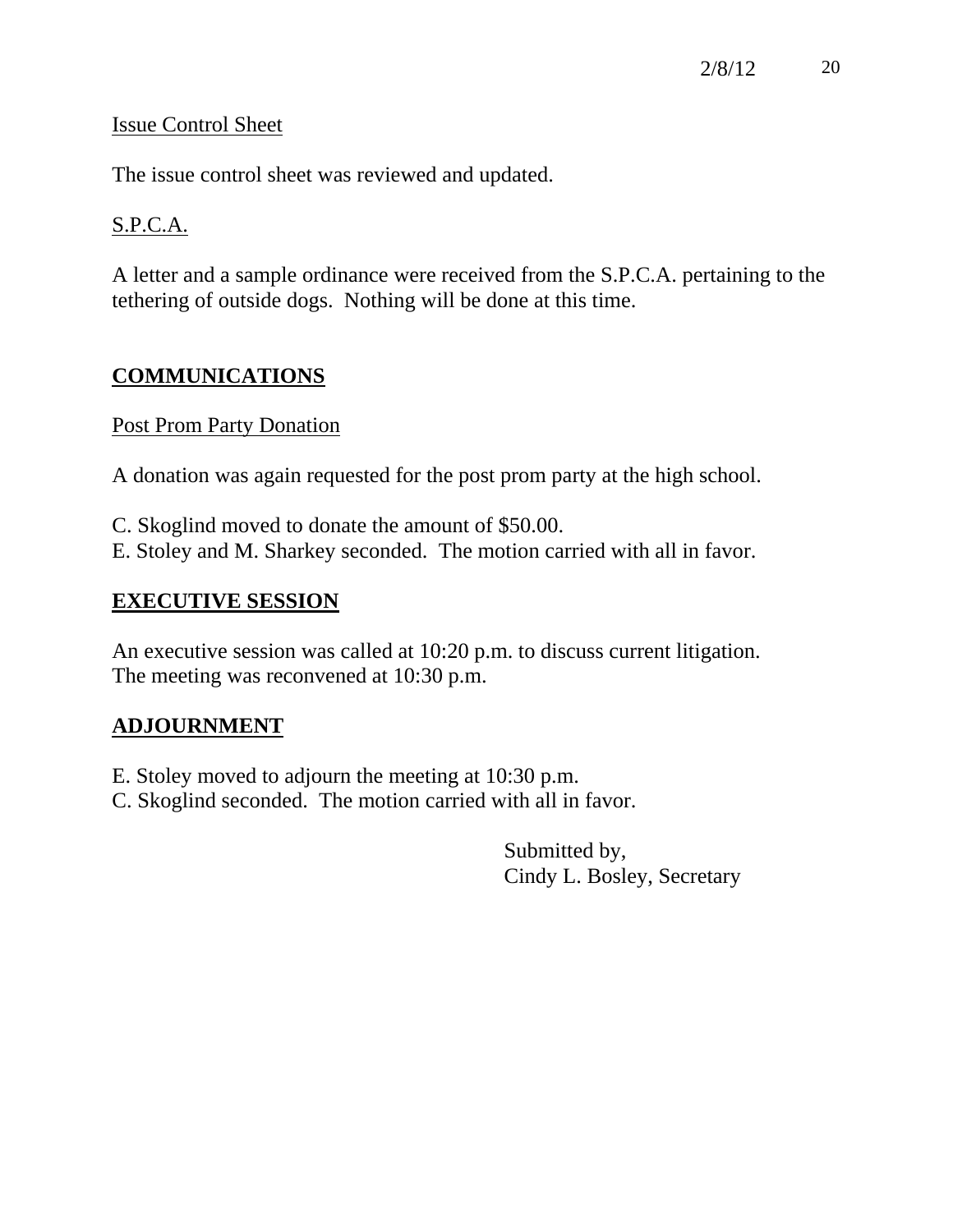Issue Control Sheet

The issue control sheet was reviewed and updated.

S.P.C.A.

A letter and a sample ordinance were received from the S.P.C.A. pertaining to the tethering of outside dogs. Nothing will be done at this time.

## COMMUNICATIONS

Post Prom Party Donation

A donation was again requested for the post prom party at the high school.

C. Skoglind moved to donate the amount of $50.00.
E. Stoley and M. Sharkey seconded. The motion carried with all in favor.

## EXECUTIVE SESSION

An executive session was called at 10:20 p.m. to discuss current litigation.
The meeting was reconvened at 10:30 p.m.

## ADJOURNMENT

E. Stoley moved to adjourn the meeting at 10:30 p.m.
C. Skoglind seconded. The motion carried with all in favor.

Submitted by,
Cindy L. Bosley, Secretary